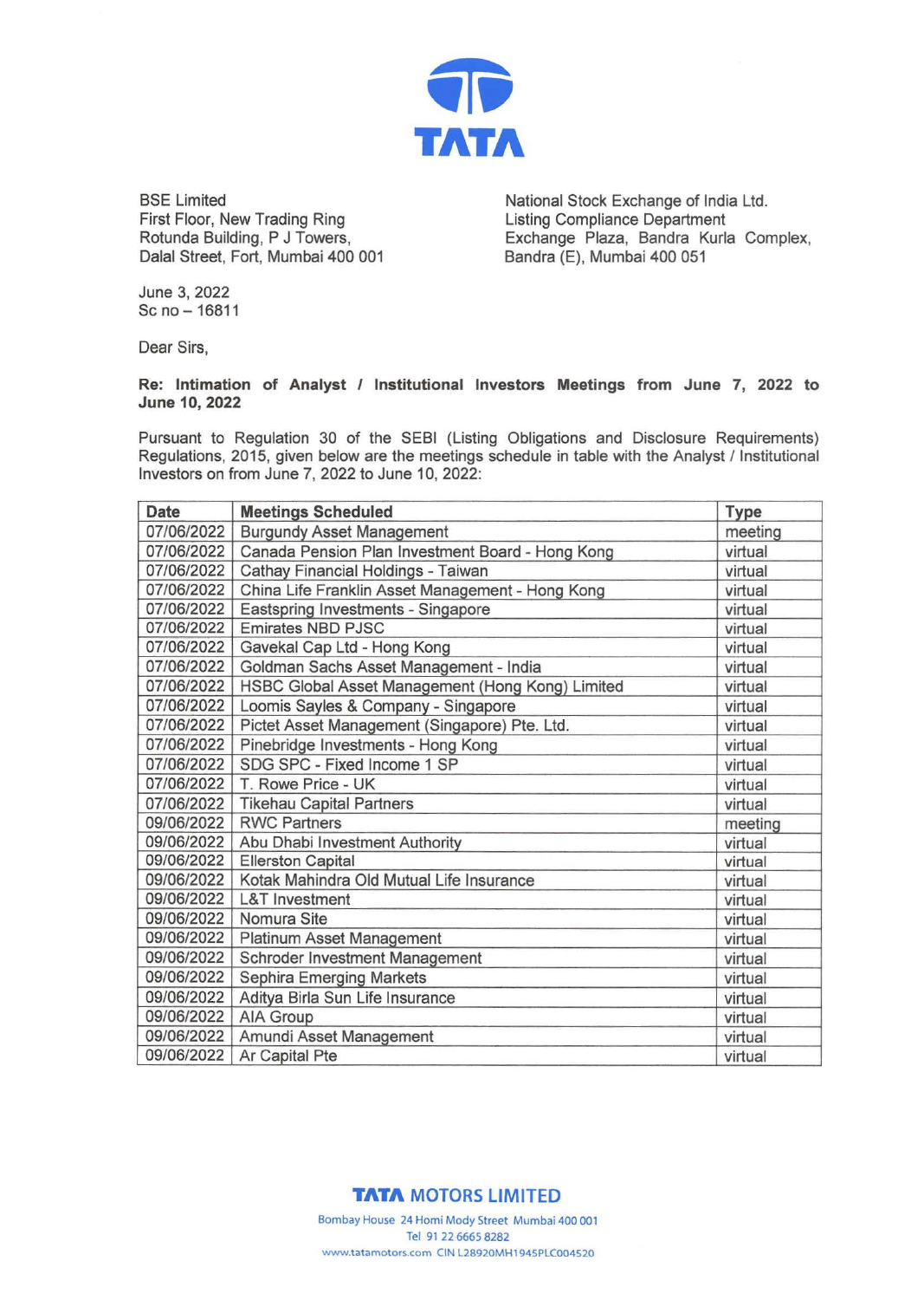BSE Limited
First Floor, New Trading Ring
Rotunda Building, P J Towers,
Dalal Street, Fort, Mumbai 400 001

National Stock Exchange of India Ltd.
Listing Compliance Department
Exchange Plaza, Bandra Kurla Complex,
Bandra (E), Mumbai 400 051

June 3, 2022
Sc no – 16811

Dear Sirs,

**Re: Intimation of Analyst / Institutional Investors Meetings from June 7, 2022 to June 10, 2022**

Pursuant to Regulation 30 of the SEBI (Listing Obligations and Disclosure Requirements) Regulations, 2015, given below are the meetings schedule in table with the Analyst / Institutional Investors on from June 7, 2022 to June 10, 2022:

| Date | Meetings Scheduled | Type |
|---|---|---|
| 07/06/2022 | Burgundy Asset Management | meeting |
| 07/06/2022 | Canada Pension Plan Investment Board - Hong Kong | virtual |
| 07/06/2022 | Cathay Financial Holdings - Taiwan | virtual |
| 07/06/2022 | China Life Franklin Asset Management - Hong Kong | virtual |
| 07/06/2022 | Eastspring Investments - Singapore | virtual |
| 07/06/2022 | Emirates NBD PJSC | virtual |
| 07/06/2022 | Gavekal Cap Ltd - Hong Kong | virtual |
| 07/06/2022 | Goldman Sachs Asset Management - India | virtual |
| 07/06/2022 | HSBC Global Asset Management (Hong Kong) Limited | virtual |
| 07/06/2022 | Loomis Sayles & Company - Singapore | virtual |
| 07/06/2022 | Pictet Asset Management (Singapore) Pte. Ltd. | virtual |
| 07/06/2022 | Pinebridge Investments - Hong Kong | virtual |
| 07/06/2022 | SDG SPC - Fixed Income 1 SP | virtual |
| 07/06/2022 | T. Rowe Price - UK | virtual |
| 07/06/2022 | Tikehau Capital Partners | virtual |
| 09/06/2022 | RWC Partners | meeting |
| 09/06/2022 | Abu Dhabi Investment Authority | virtual |
| 09/06/2022 | Ellerston Capital | virtual |
| 09/06/2022 | Kotak Mahindra Old Mutual Life Insurance | virtual |
| 09/06/2022 | L&T Investment | virtual |
| 09/06/2022 | Nomura Site | virtual |
| 09/06/2022 | Platinum Asset Management | virtual |
| 09/06/2022 | Schroder Investment Management | virtual |
| 09/06/2022 | Sephira Emerging Markets | virtual |
| 09/06/2022 | Aditya Birla Sun Life Insurance | virtual |
| 09/06/2022 | AIA Group | virtual |
| 09/06/2022 | Amundi Asset Management | virtual |
| 09/06/2022 | Ar Capital Pte | virtual |

**TATA MOTORS LIMITED**
Bombay House 24 Homi Mody Street Mumbai 400 001
Tel 91 22 6665 8282
www.tatamotors.com CIN L28920MH1945PLC004520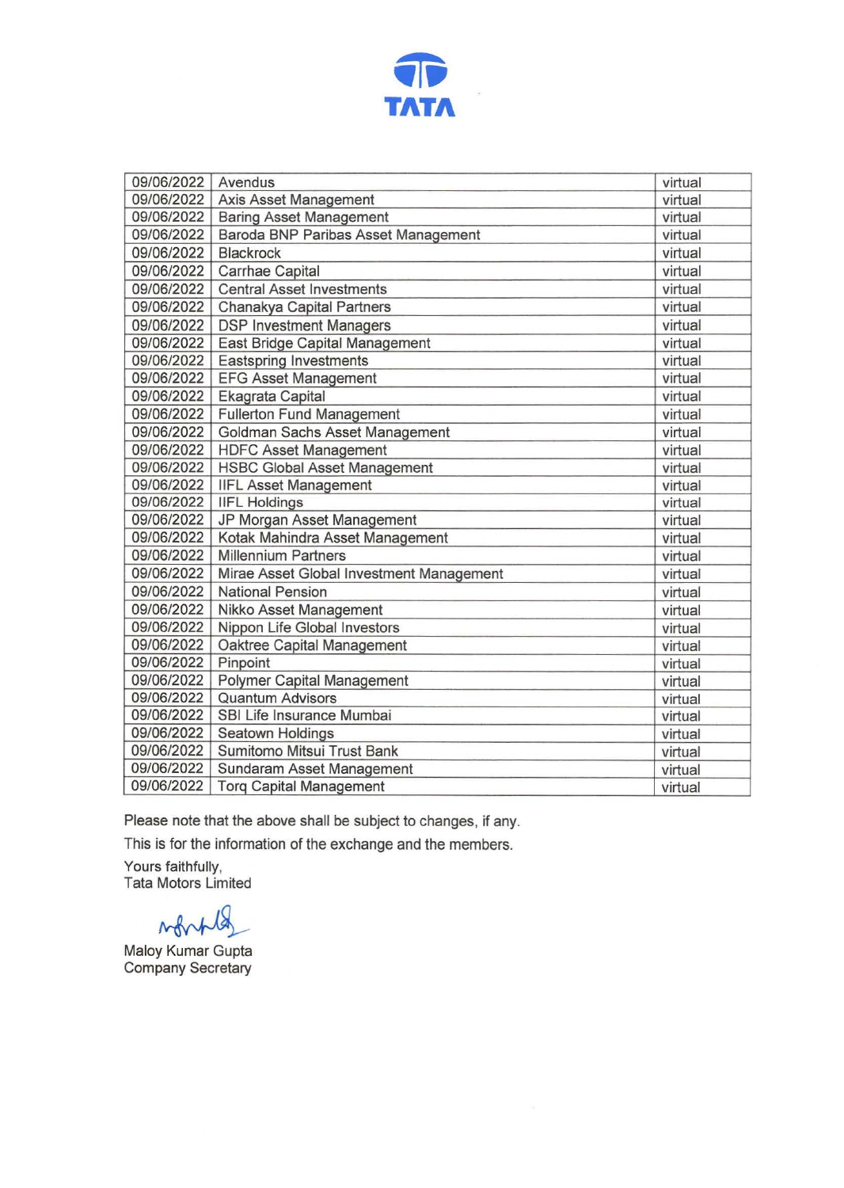TATA

| | | |
|---|---|---|
| 09/06/2022 | Avendus | virtual |
| 09/06/2022 | Axis Asset Management | virtual |
| 09/06/2022 | Baring Asset Management | virtual |
| 09/06/2022 | Baroda BNP Paribas Asset Management | virtual |
| 09/06/2022 | Blackrock | virtual |
| 09/06/2022 | Carrhae Capital | virtual |
| 09/06/2022 | Central Asset Investments | virtual |
| 09/06/2022 | Chanakya Capital Partners | virtual |
| 09/06/2022 | DSP Investment Managers | virtual |
| 09/06/2022 | East Bridge Capital Management | virtual |
| 09/06/2022 | Eastspring Investments | virtual |
| 09/06/2022 | EFG Asset Management | virtual |
| 09/06/2022 | Ekagrata Capital | virtual |
| 09/06/2022 | Fullerton Fund Management | virtual |
| 09/06/2022 | Goldman Sachs Asset Management | virtual |
| 09/06/2022 | HDFC Asset Management | virtual |
| 09/06/2022 | HSBC Global Asset Management | virtual |
| 09/06/2022 | IIFL Asset Management | virtual |
| 09/06/2022 | IIFL Holdings | virtual |
| 09/06/2022 | JP Morgan Asset Management | virtual |
| 09/06/2022 | Kotak Mahindra Asset Management | virtual |
| 09/06/2022 | Millennium Partners | virtual |
| 09/06/2022 | Mirae Asset Global Investment Management | virtual |
| 09/06/2022 | National Pension | virtual |
| 09/06/2022 | Nikko Asset Management | virtual |
| 09/06/2022 | Nippon Life Global Investors | virtual |
| 09/06/2022 | Oaktree Capital Management | virtual |
| 09/06/2022 | Pinpoint | virtual |
| 09/06/2022 | Polymer Capital Management | virtual |
| 09/06/2022 | Quantum Advisors | virtual |
| 09/06/2022 | SBI Life Insurance Mumbai | virtual |
| 09/06/2022 | Seatown Holdings | virtual |
| 09/06/2022 | Sumitomo Mitsui Trust Bank | virtual |
| 09/06/2022 | Sundaram Asset Management | virtual |
| 09/06/2022 | Torq Capital Management | virtual |

Please note that the above shall be subject to changes, if any.

This is for the information of the exchange and the members.

Yours faithfully,
Tata Motors Limited

Maloy Kumar Gupta
Company Secretary